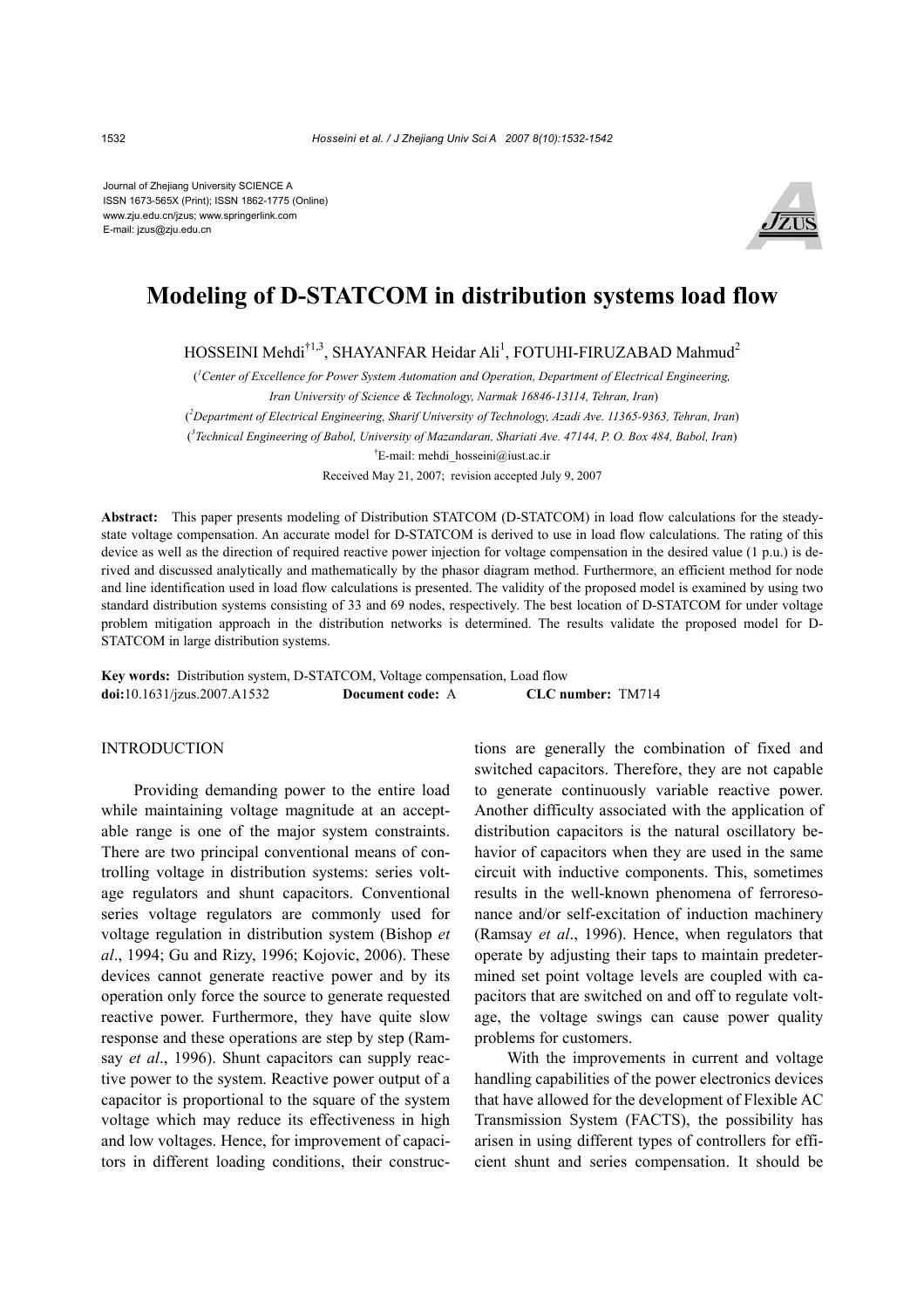Journal of Zhejiang University SCIENCE A
ISSN 1673-565X (Print); ISSN 1862-1775 (Online)
www.zju.edu.cn/jzus; www.springerlink.com
E-mail: jzus@zju.edu.cn

# Modeling of D-STATCOM in distribution systems load flow

HOSSEINI Mehdi[†1,3], SHAYANFAR Heidar Ali[1], FOTUHI-FIRUZABAD Mahmud[2]

([1]*Center of Excellence for Power System Automation and Operation, Department of Electrical Engineering, Iran University of Science & Technology, Narmak 16846-13114, Tehran, Iran*)

([2]*Department of Electrical Engineering, Sharif University of Technology, Azadi Ave. 11365-9363, Tehran, Iran*)

([3]*Technical Engineering of Babol, University of Mazandaran, Shariati Ave. 47144, P. O. Box 484, Babol, Iran*)

[†]E-mail: mehdi_hosseini@iust.ac.ir

Received May 21, 2007; revision accepted July 9, 2007

**Abstract:** This paper presents modeling of Distribution STATCOM (D-STATCOM) in load flow calculations for the steady-state voltage compensation. An accurate model for D-STATCOM is derived to use in load flow calculations. The rating of this device as well as the direction of required reactive power injection for voltage compensation in the desired value (1 p.u.) is derived and discussed analytically and mathematically by the phasor diagram method. Furthermore, an efficient method for node and line identification used in load flow calculations is presented. The validity of the proposed model is examined by using two standard distribution systems consisting of 33 and 69 nodes, respectively. The best location of D-STATCOM for under voltage problem mitigation approach in the distribution networks is determined. The results validate the proposed model for D-STATCOM in large distribution systems.

**Key words:** Distribution system, D-STATCOM, Voltage compensation, Load flow
**doi:**10.1631/jzus.2007.A1532 **Document code:** A **CLC number:** TM714

## INTRODUCTION

Providing demanding power to the entire load while maintaining voltage magnitude at an acceptable range is one of the major system constraints. There are two principal conventional means of controlling voltage in distribution systems: series voltage regulators and shunt capacitors. Conventional series voltage regulators are commonly used for voltage regulation in distribution system (Bishop *et al*., 1994; Gu and Rizy, 1996; Kojovic, 2006). These devices cannot generate reactive power and by its operation only force the source to generate requested reactive power. Furthermore, they have quite slow response and these operations are step by step (Ramsay *et al*., 1996). Shunt capacitors can supply reactive power to the system. Reactive power output of a capacitor is proportional to the square of the system voltage which may reduce its effectiveness in high and low voltages. Hence, for improvement of capacitors in different loading conditions, their constructions are generally the combination of fixed and switched capacitors. Therefore, they are not capable to generate continuously variable reactive power. Another difficulty associated with the application of distribution capacitors is the natural oscillatory behavior of capacitors when they are used in the same circuit with inductive components. This, sometimes results in the well-known phenomena of ferroresonance and/or self-excitation of induction machinery (Ramsay *et al*., 1996). Hence, when regulators that operate by adjusting their taps to maintain predetermined set point voltage levels are coupled with capacitors that are switched on and off to regulate voltage, the voltage swings can cause power quality problems for customers.

With the improvements in current and voltage handling capabilities of the power electronics devices that have allowed for the development of Flexible AC Transmission System (FACTS), the possibility has arisen in using different types of controllers for efficient shunt and series compensation. It should be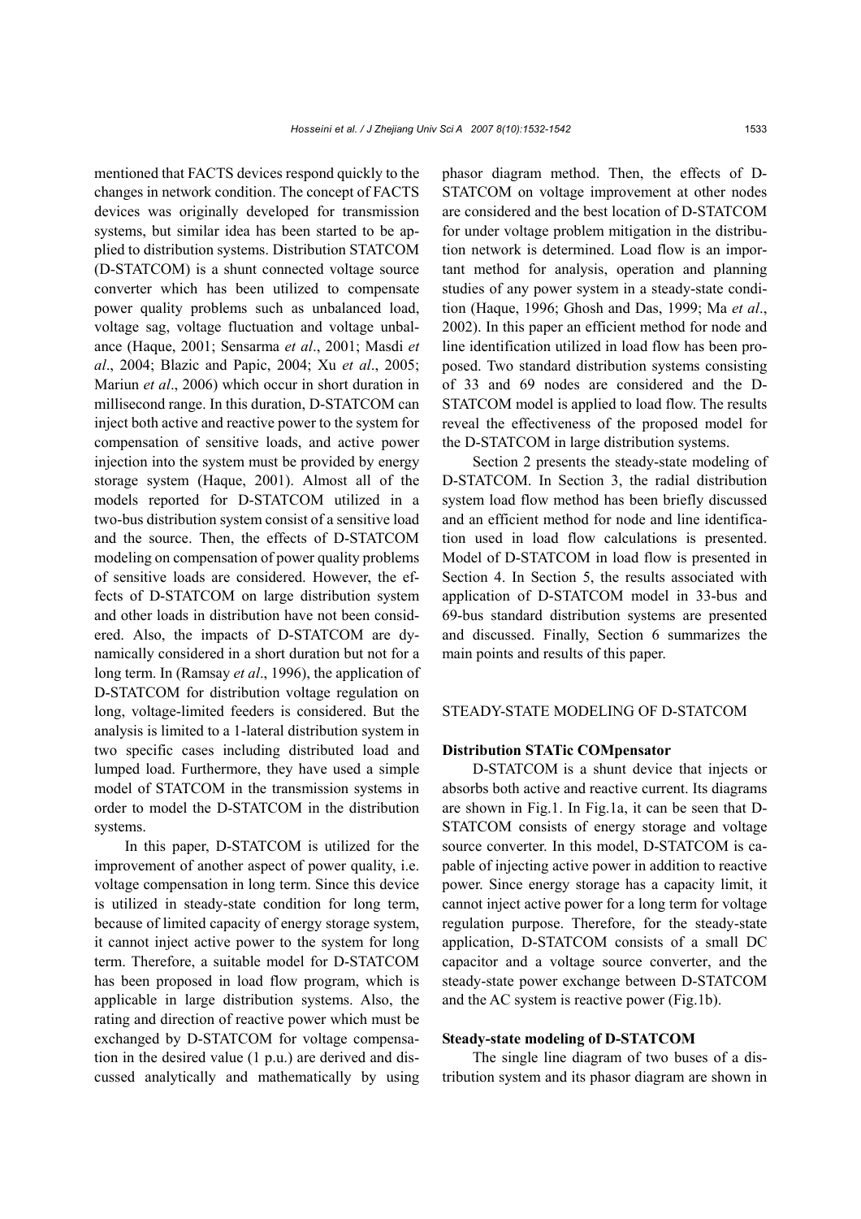mentioned that FACTS devices respond quickly to the changes in network condition. The concept of FACTS devices was originally developed for transmission systems, but similar idea has been started to be applied to distribution systems. Distribution STATCOM (D-STATCOM) is a shunt connected voltage source converter which has been utilized to compensate power quality problems such as unbalanced load, voltage sag, voltage fluctuation and voltage unbalance (Haque, 2001; Sensarma *et al*., 2001; Masdi *et al*., 2004; Blazic and Papic, 2004; Xu *et al*., 2005; Mariun *et al*., 2006) which occur in short duration in millisecond range. In this duration, D-STATCOM can inject both active and reactive power to the system for compensation of sensitive loads, and active power injection into the system must be provided by energy storage system (Haque, 2001). Almost all of the models reported for D-STATCOM utilized in a two-bus distribution system consist of a sensitive load and the source. Then, the effects of D-STATCOM modeling on compensation of power quality problems of sensitive loads are considered. However, the effects of D-STATCOM on large distribution system and other loads in distribution have not been considered. Also, the impacts of D-STATCOM are dynamically considered in a short duration but not for a long term. In (Ramsay *et al*., 1996), the application of D-STATCOM for distribution voltage regulation on long, voltage-limited feeders is considered. But the analysis is limited to a 1-lateral distribution system in two specific cases including distributed load and lumped load. Furthermore, they have used a simple model of STATCOM in the transmission systems in order to model the D-STATCOM in the distribution systems.

In this paper, D-STATCOM is utilized for the improvement of another aspect of power quality, i.e. voltage compensation in long term. Since this device is utilized in steady-state condition for long term, because of limited capacity of energy storage system, it cannot inject active power to the system for long term. Therefore, a suitable model for D-STATCOM has been proposed in load flow program, which is applicable in large distribution systems. Also, the rating and direction of reactive power which must be exchanged by D-STATCOM for voltage compensation in the desired value (1 p.u.) are derived and discussed analytically and mathematically by using phasor diagram method. Then, the effects of D-STATCOM on voltage improvement at other nodes are considered and the best location of D-STATCOM for under voltage problem mitigation in the distribution network is determined. Load flow is an important method for analysis, operation and planning studies of any power system in a steady-state condition (Haque, 1996; Ghosh and Das, 1999; Ma *et al*., 2002). In this paper an efficient method for node and line identification utilized in load flow has been proposed. Two standard distribution systems consisting of 33 and 69 nodes are considered and the D-STATCOM model is applied to load flow. The results reveal the effectiveness of the proposed model for the D-STATCOM in large distribution systems.

Section 2 presents the steady-state modeling of D-STATCOM. In Section 3, the radial distribution system load flow method has been briefly discussed and an efficient method for node and line identification used in load flow calculations is presented. Model of D-STATCOM in load flow is presented in Section 4. In Section 5, the results associated with application of D-STATCOM model in 33-bus and 69-bus standard distribution systems are presented and discussed. Finally, Section 6 summarizes the main points and results of this paper.

## STEADY-STATE MODELING OF D-STATCOM

### Distribution STATic COMpensator

D-STATCOM is a shunt device that injects or absorbs both active and reactive current. Its diagrams are shown in Fig.1. In Fig.1a, it can be seen that D-STATCOM consists of energy storage and voltage source converter. In this model, D-STATCOM is capable of injecting active power in addition to reactive power. Since energy storage has a capacity limit, it cannot inject active power for a long term for voltage regulation purpose. Therefore, for the steady-state application, D-STATCOM consists of a small DC capacitor and a voltage source converter, and the steady-state power exchange between D-STATCOM and the AC system is reactive power (Fig.1b).

### Steady-state modeling of D-STATCOM

The single line diagram of two buses of a distribution system and its phasor diagram are shown in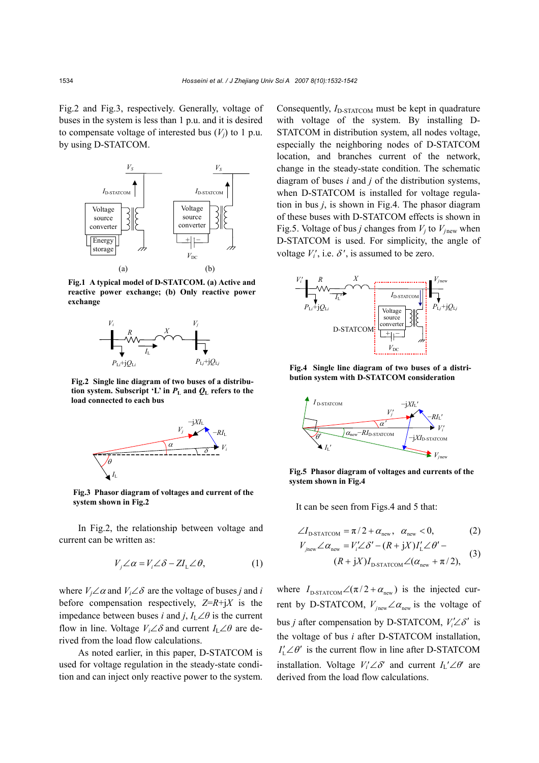Fig.2 and Fig.3, respectively. Generally, voltage of buses in the system is less than 1 p.u. and it is desired to compensate voltage of interested bus ($V_j$) to 1 p.u. by using D-STATCOM.

**Fig.1 A typical model of D-STATCOM. (a) Active and reactive power exchange; (b) Only reactive power exchange**

**Fig.2 Single line diagram of two buses of a distribution system. Subscript 'L' in $P_L$ and $Q_L$ refers to the load connected to each bus**

**Fig.3 Phasor diagram of voltages and current of the system shown in Fig.2**

In Fig.2, the relationship between voltage and current can be written as:

$$V_j\angle\alpha = V_i\angle\delta - ZI_L\angle\theta, \tag{1}$$

where $V_j\angle\alpha$ and $V_i\angle\delta$ are the voltage of buses $j$ and $i$ before compensation respectively, $Z=R+jX$ is the impedance between buses $i$ and $j$, $I_L\angle\theta$ is the current flow in line. Voltage $V_i\angle\delta$ and current $I_L\angle\theta$ are derived from the load flow calculations.

As noted earlier, in this paper, D-STATCOM is used for voltage regulation in the steady-state condition and can inject only reactive power to the system. Consequently, $I_{\text{D-STATCOM}}$ must be kept in quadrature with voltage of the system. By installing D-STATCOM in distribution system, all nodes voltage, especially the neighboring nodes of D-STATCOM location, and branches current of the network, change in the steady-state condition. The schematic diagram of buses $i$ and $j$ of the distribution systems, when D-STATCOM is installed for voltage regulation in bus $j$, is shown in Fig.4. The phasor diagram of these buses with D-STATCOM effects is shown in Fig.5. Voltage of bus $j$ changes from $V_j$ to $V_{j\text{new}}$ when D-STATCOM is used. For simplicity, the angle of voltage $V_i'$, i.e. $\delta'$, is assumed to be zero.

**Fig.4 Single line diagram of two buses of a distribution system with D-STATCOM consideration**

**Fig.5 Phasor diagram of voltages and currents of the system shown in Fig.4**

It can be seen from Figs.4 and 5 that:

$$\angle I_{\text{D-STATCOM}} = \pi/2 + \alpha_{\text{new}}, \quad \alpha_{\text{new}} < 0, \tag{2}$$

$$V_{j\text{new}}\angle\alpha_{\text{new}} = V_i'\angle\delta' - (R+jX)I_L'\angle\theta' - (R+jX)I_{\text{D-STATCOM}}\angle(\alpha_{\text{new}} + \pi/2), \tag{3}$$

where $I_{\text{D-STATCOM}}\angle(\pi/2+\alpha_{\text{new}})$ is the injected current by D-STATCOM, $V_{j\text{new}}\angle\alpha_{\text{new}}$ is the voltage of bus $j$ after compensation by D-STATCOM, $V_i'\angle\delta'$ is the voltage of bus $i$ after D-STATCOM installation, $I_L'\angle\theta'$ is the current flow in line after D-STATCOM installation. Voltage $V_i'\angle\delta'$ and current $I_L'\angle\theta'$ are derived from the load flow calculations.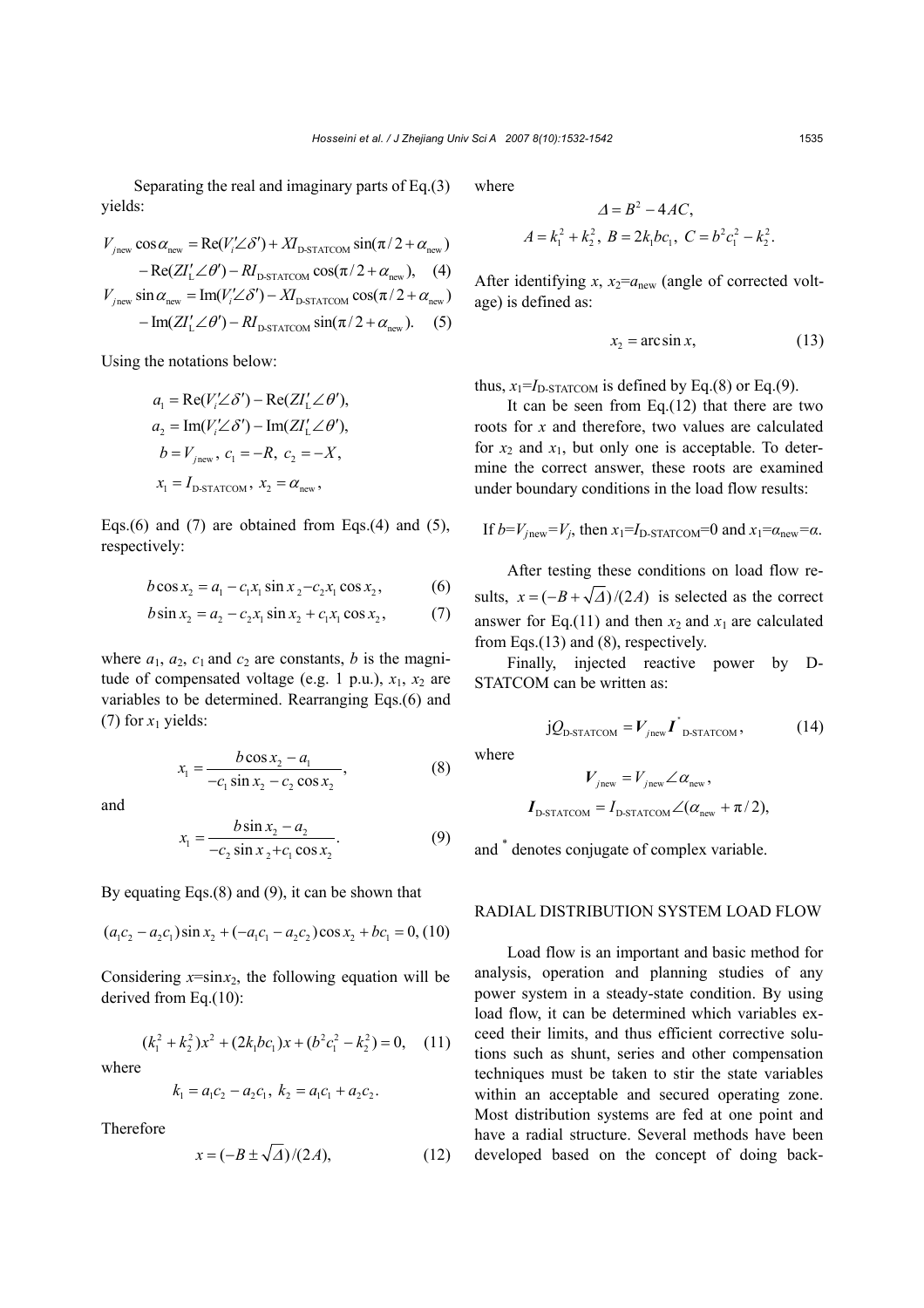Separating the real and imaginary parts of Eq.(3) yields:

$$V_{j\text{new}}\cos\alpha_{\text{new}} = \text{Re}(V_i'\angle\delta') + XI_{\text{D-STATCOM}}\sin(\pi/2+\alpha_{\text{new}}) - \text{Re}(ZI_{\text{L}}'\angle\theta') - RI_{\text{D-STATCOM}}\cos(\pi/2+\alpha_{\text{new}}), \quad (4)$$

$$V_{j\text{new}}\sin\alpha_{\text{new}} = \text{Im}(V_i'\angle\delta') - XI_{\text{D-STATCOM}}\cos(\pi/2+\alpha_{\text{new}}) - \text{Im}(ZI_{\text{L}}'\angle\theta') - RI_{\text{D-STATCOM}}\sin(\pi/2+\alpha_{\text{new}}). \quad (5)$$

Using the notations below:

$$a_1 = \text{Re}(V_i'\angle\delta') - \text{Re}(ZI_{\text{L}}'\angle\theta'),$$
$$a_2 = \text{Im}(V_i'\angle\delta') - \text{Im}(ZI_{\text{L}}'\angle\theta'),$$
$$b = V_{j\text{new}},\ c_1 = -R,\ c_2 = -X,$$
$$x_1 = I_{\text{D-STATCOM}},\ x_2 = \alpha_{\text{new}},$$

Eqs.(6) and (7) are obtained from Eqs.(4) and (5), respectively:

$$b\cos x_2 = a_1 - c_1 x_1 \sin x_2 - c_2 x_1 \cos x_2, \quad (6)$$

$$b\sin x_2 = a_2 - c_2 x_1 \sin x_2 + c_1 x_1 \cos x_2, \quad (7)$$

where $a_1$, $a_2$, $c_1$ and $c_2$ are constants, $b$ is the magnitude of compensated voltage (e.g. 1 p.u.), $x_1$, $x_2$ are variables to be determined. Rearranging Eqs.(6) and (7) for $x_1$ yields:

$$x_1 = \frac{b\cos x_2 - a_1}{-c_1\sin x_2 - c_2\cos x_2}, \quad (8)$$

and

$$x_1 = \frac{b\sin x_2 - a_2}{-c_2\sin x_2 + c_1\cos x_2}. \quad (9)$$

By equating Eqs.(8) and (9), it can be shown that

$$(a_1c_2 - a_2c_1)\sin x_2 + (-a_1c_1 - a_2c_2)\cos x_2 + bc_1 = 0, \quad (10)$$

Considering $x=\sin x_2$, the following equation will be derived from Eq.(10):

$$(k_1^2 + k_2^2)x^2 + (2k_1bc_1)x + (b^2c_1^2 - k_2^2) = 0, \quad (11)$$

where

$$k_1 = a_1c_2 - a_2c_1,\ k_2 = a_1c_1 + a_2c_2.$$

Therefore

$$x = (-B \pm \sqrt{\Delta})/(2A), \quad (12)$$

where

$$\Delta = B^2 - 4AC,$$
$$A = k_1^2 + k_2^2,\ B = 2k_1bc_1,\ C = b^2c_1^2 - k_2^2.$$

After identifying $x$, $x_2=a_{\text{new}}$ (angle of corrected voltage) is defined as:

$$x_2 = \arcsin x, \quad (13)$$

thus, $x_1=I_{\text{D-STATCOM}}$ is defined by Eq.(8) or Eq.(9).

It can be seen from Eq.(12) that there are two roots for $x$ and therefore, two values are calculated for $x_2$ and $x_1$, but only one is acceptable. To determine the correct answer, these roots are examined under boundary conditions in the load flow results:

If $b=V_{j\text{new}}=V_j$, then $x_1=I_{\text{D-STATCOM}}=0$ and $x_1=\alpha_{\text{new}}=\alpha$.

After testing these conditions on load flow results, $x=(-B+\sqrt{\Delta})/(2A)$ is selected as the correct answer for Eq.(11) and then $x_2$ and $x_1$ are calculated from Eqs.(13) and (8), respectively.

Finally, injected reactive power by D-STATCOM can be written as:

$$\text{j}Q_{\text{D-STATCOM}} = \boldsymbol{V}_{j\text{new}}\boldsymbol{I}^*_{\text{D-STATCOM}}, \quad (14)$$

where

$$\boldsymbol{V}_{j\text{new}} = V_{j\text{new}}\angle\alpha_{\text{new}},$$
$$\boldsymbol{I}_{\text{D-STATCOM}} = I_{\text{D-STATCOM}}\angle(\alpha_{\text{new}} + \pi/2),$$

and $^*$ denotes conjugate of complex variable.

## RADIAL DISTRIBUTION SYSTEM LOAD FLOW

Load flow is an important and basic method for analysis, operation and planning studies of any power system in a steady-state condition. By using load flow, it can be determined which variables exceed their limits, and thus efficient corrective solutions such as shunt, series and other compensation techniques must be taken to stir the state variables within an acceptable and secured operating zone. Most distribution systems are fed at one point and have a radial structure. Several methods have been developed based on the concept of doing back-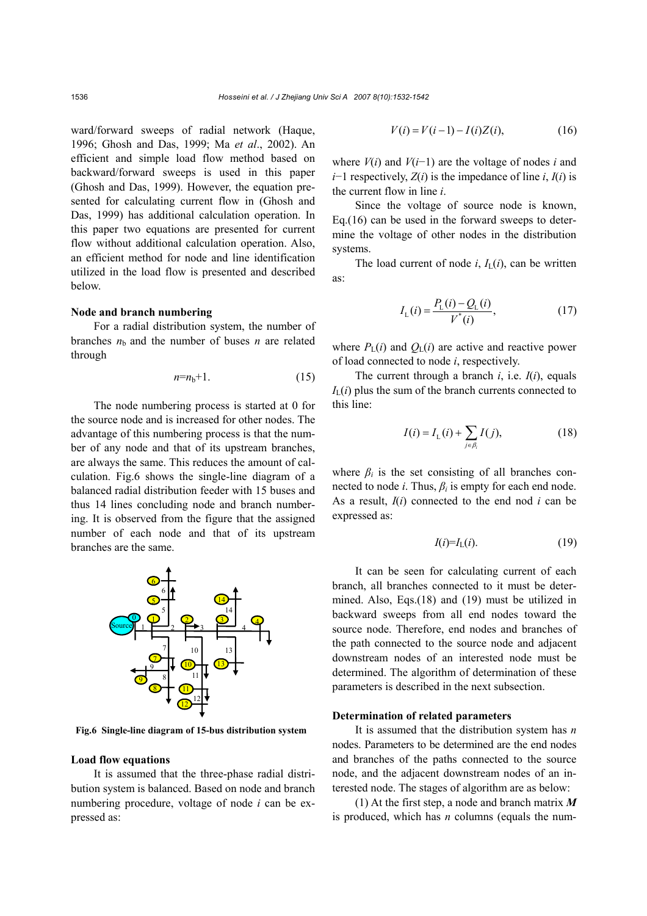ward/forward sweeps of radial network (Haque, 1996; Ghosh and Das, 1999; Ma *et al*., 2002). An efficient and simple load flow method based on backward/forward sweeps is used in this paper (Ghosh and Das, 1999). However, the equation presented for calculating current flow in (Ghosh and Das, 1999) has additional calculation operation. In this paper two equations are presented for current flow without additional calculation operation. Also, an efficient method for node and line identification utilized in the load flow is presented and described below.

**Node and branch numbering**

For a radial distribution system, the number of branches $n_b$ and the number of buses $n$ are related through

$$n=n_b+1. \tag{15}$$

The node numbering process is started at 0 for the source node and is increased for other nodes. The advantage of this numbering process is that the number of any node and that of its upstream branches, are always the same. This reduces the amount of calculation. Fig.6 shows the single-line diagram of a balanced radial distribution feeder with 15 buses and thus 14 lines concluding node and branch numbering. It is observed from the figure that the assigned number of each node and that of its upstream branches are the same.

**Fig.6 Single-line diagram of 15-bus distribution system**

**Load flow equations**

It is assumed that the three-phase radial distribution system is balanced. Based on node and branch numbering procedure, voltage of node $i$ can be expressed as:

$$V(i)=V(i-1)-I(i)Z(i), \tag{16}$$

where $V(i)$ and $V(i-1)$ are the voltage of nodes $i$ and $i-1$ respectively, $Z(i)$ is the impedance of line $i$, $I(i)$ is the current flow in line $i$.

Since the voltage of source node is known, Eq.(16) can be used in the forward sweeps to determine the voltage of other nodes in the distribution systems.

The load current of node $i$, $I_L(i)$, can be written as:

$$I_L(i)=\frac{P_L(i)-Q_L(i)}{V^*(i)}, \tag{17}$$

where $P_L(i)$ and $Q_L(i)$ are active and reactive power of load connected to node $i$, respectively.

The current through a branch $i$, i.e. $I(i)$, equals $I_L(i)$ plus the sum of the branch currents connected to this line:

$$I(i)=I_L(i)+\sum_{j\in\beta_i}I(j), \tag{18}$$

where $\beta_i$ is the set consisting of all branches connected to node $i$. Thus, $\beta_i$ is empty for each end node. As a result, $I(i)$ connected to the end nod $i$ can be expressed as:

$$I(i)=I_L(i). \tag{19}$$

It can be seen for calculating current of each branch, all branches connected to it must be determined. Also, Eqs.(18) and (19) must be utilized in backward sweeps from all end nodes toward the source node. Therefore, end nodes and branches of the path connected to the source node and adjacent downstream nodes of an interested node must be determined. The algorithm of determination of these parameters is described in the next subsection.

**Determination of related parameters**

It is assumed that the distribution system has $n$ nodes. Parameters to be determined are the end nodes and branches of the paths connected to the source node, and the adjacent downstream nodes of an interested node. The stages of algorithm are as below:

(1) At the first step, a node and branch matrix $\boldsymbol{M}$ is produced, which has $n$ columns (equals the num-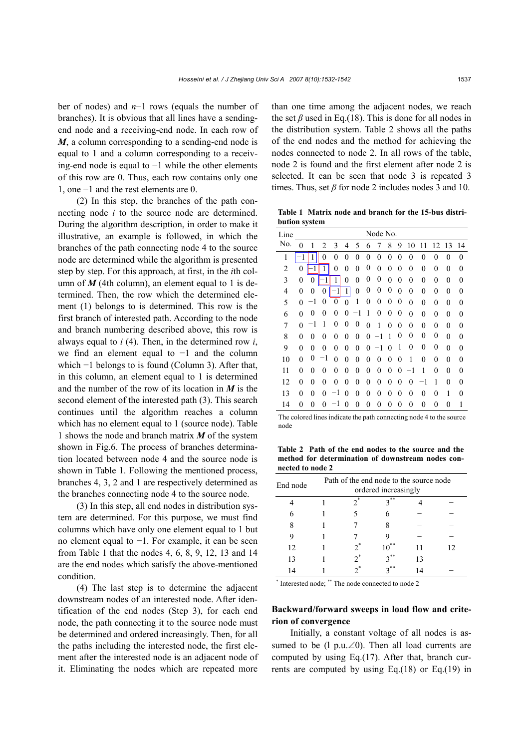ber of nodes) and $n-1$ rows (equals the number of branches). It is obvious that all lines have a sending-end node and a receiving-end node. In each row of $\boldsymbol{M}$, a column corresponding to a sending-end node is equal to 1 and a column corresponding to a receiving-end node is equal to −1 while the other elements of this row are 0. Thus, each row contains only one 1, one −1 and the rest elements are 0.

(2) In this step, the branches of the path connecting node $i$ to the source node are determined. During the algorithm description, in order to make it illustrative, an example is followed, in which the branches of the path connecting node 4 to the source node are determined while the algorithm is presented step by step. For this approach, at first, in the $i$th column of $\boldsymbol{M}$ (4th column), an element equal to 1 is determined. Then, the row which the determined element (1) belongs to is determined. This row is the first branch of interested path. According to the node and branch numbering described above, this row is always equal to $i$ (4). Then, in the determined row $i$, we find an element equal to −1 and the column which −1 belongs to is found (Column 3). After that, in this column, an element equal to 1 is determined and the number of the row of its location in $\boldsymbol{M}$ is the second element of the interested path (3). This search continues until the algorithm reaches a column which has no element equal to 1 (source node). Table 1 shows the node and branch matrix $\boldsymbol{M}$ of the system shown in Fig.6. The process of branches determination located between node 4 and the source node is shown in Table 1. Following the mentioned process, branches 4, 3, 2 and 1 are respectively determined as the branches connecting node 4 to the source node.

(3) In this step, all end nodes in distribution system are determined. For this purpose, we must find columns which have only one element equal to 1 but no element equal to −1. For example, it can be seen from Table 1 that the nodes 4, 6, 8, 9, 12, 13 and 14 are the end nodes which satisfy the above-mentioned condition.

(4) The last step is to determine the adjacent downstream nodes of an interested node. After identification of the end nodes (Step 3), for each end node, the path connecting it to the source node must be determined and ordered increasingly. Then, for all the paths including the interested node, the first element after the interested node is an adjacent node of it. Eliminating the nodes which are repeated more than one time among the adjacent nodes, we reach the set $\beta$ used in Eq.(18). This is done for all nodes in the distribution system. Table 2 shows all the paths of the end nodes and the method for achieving the nodes connected to node 2. In all rows of the table, node 2 is found and the first element after node 2 is selected. It can be seen that node 3 is repeated 3 times. Thus, set $\beta$ for node 2 includes nodes 3 and 10.

**Table 1 Matrix node and branch for the 15-bus distribution system**

| Line No. | Node No. 0 | 1 | 2 | 3 | 4 | 5 | 6 | 7 | 8 | 9 | 10 | 11 | 12 | 13 | 14 |
|---|---|---|---|---|---|---|---|---|---|---|---|---|---|---|---|
| 1 | −1 | 1 | 0 | 0 | 0 | 0 | 0 | 0 | 0 | 0 | 0 | 0 | 0 | 0 | 0 |
| 2 | 0 | −1 | 1 | 0 | 0 | 0 | 0 | 0 | 0 | 0 | 0 | 0 | 0 | 0 | 0 |
| 3 | 0 | 0 | −1 | 1 | 0 | 0 | 0 | 0 | 0 | 0 | 0 | 0 | 0 | 0 | 0 |
| 4 | 0 | 0 | 0 | −1 | 1 | 0 | 0 | 0 | 0 | 0 | 0 | 0 | 0 | 0 | 0 |
| 5 | 0 | −1 | 0 | 0 | 0 | 1 | 0 | 0 | 0 | 0 | 0 | 0 | 0 | 0 | 0 |
| 6 | 0 | 0 | 0 | 0 | 0 | −1 | 1 | 0 | 0 | 0 | 0 | 0 | 0 | 0 | 0 |
| 7 | 0 | −1 | 1 | 0 | 0 | 0 | 0 | 1 | 0 | 0 | 0 | 0 | 0 | 0 | 0 |
| 8 | 0 | 0 | 0 | 0 | 0 | 0 | 0 | −1 | 1 | 0 | 0 | 0 | 0 | 0 | 0 |
| 9 | 0 | 0 | 0 | 0 | 0 | 0 | 0 | −1 | 0 | 1 | 0 | 0 | 0 | 0 | 0 |
| 10 | 0 | 0 | −1 | 0 | 0 | 0 | 0 | 0 | 0 | 0 | 1 | 0 | 0 | 0 | 0 |
| 11 | 0 | 0 | 0 | 0 | 0 | 0 | 0 | 0 | 0 | 0 | −1 | 1 | 0 | 0 | 0 |
| 12 | 0 | 0 | 0 | 0 | 0 | 0 | 0 | 0 | 0 | 0 | 0 | −1 | 1 | 0 | 0 |
| 13 | 0 | 0 | 0 | −1 | 0 | 0 | 0 | 0 | 0 | 0 | 0 | 0 | 0 | 1 | 0 |
| 14 | 0 | 0 | 0 | −1 | 0 | 0 | 0 | 0 | 0 | 0 | 0 | 0 | 0 | 0 | 1 |

The colored lines indicate the path connecting node 4 to the source node

**Table 2 Path of the end nodes to the source and the method for determination of downstream nodes connected to node 2**

| End node | Path of the end node to the source node ordered increasingly | | | | |
|---|---|---|---|---|---|
| 4 | 1 | 2* | 3** | 4 | – |
| 6 | 1 | 5 | 6 | – | – |
| 8 | 1 | 7 | 8 | – | – |
| 9 | 1 | 7 | 9 | – | – |
| 12 | 1 | 2* | 10** | 11 | 12 |
| 13 | 1 | 2* | 3** | 13 | – |
| 14 | 1 | 2* | 3** | 14 | – |

\* Interested node; ** The node connected to node 2

## Backward/forward sweeps in load flow and criterion of convergence

Initially, a constant voltage of all nodes is assumed to be (1 p.u.$\angle 0$). Then all load currents are computed by using Eq.(17). After that, branch currents are computed by using Eq.(18) or Eq.(19) in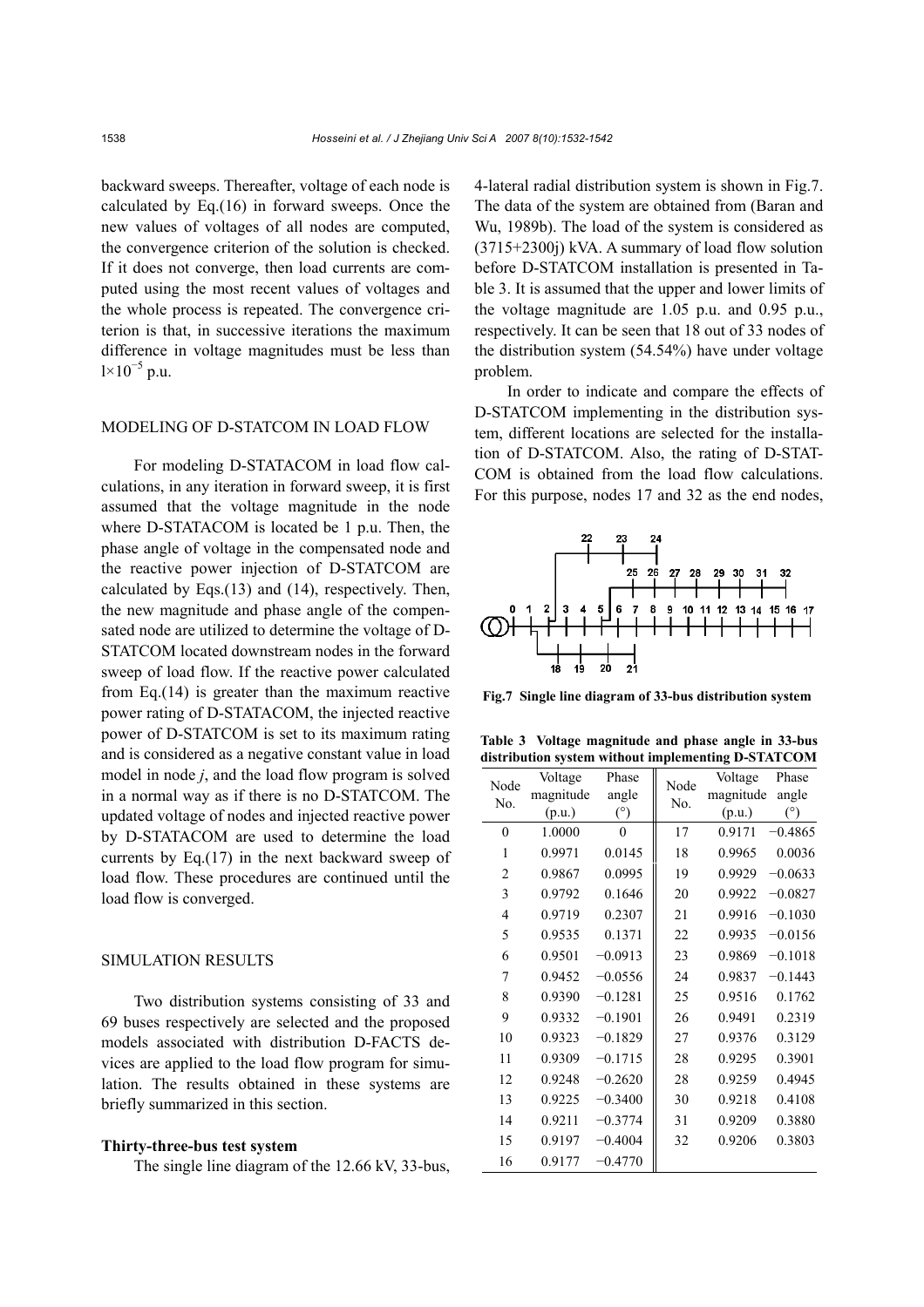backward sweeps. Thereafter, voltage of each node is calculated by Eq.(16) in forward sweeps. Once the new values of voltages of all nodes are computed, the convergence criterion of the solution is checked. If it does not converge, then load currents are computed using the most recent values of voltages and the whole process is repeated. The convergence criterion is that, in successive iterations the maximum difference in voltage magnitudes must be less than $1\times10^{-5}$ p.u.

## MODELING OF D-STATCOM IN LOAD FLOW

For modeling D-STATACOM in load flow calculations, in any iteration in forward sweep, it is first assumed that the voltage magnitude in the node where D-STATACOM is located be 1 p.u. Then, the phase angle of voltage in the compensated node and the reactive power injection of D-STATCOM are calculated by Eqs.(13) and (14), respectively. Then, the new magnitude and phase angle of the compensated node are utilized to determine the voltage of D-STATCOM located downstream nodes in the forward sweep of load flow. If the reactive power calculated from Eq.(14) is greater than the maximum reactive power rating of D-STATACOM, the injected reactive power of D-STATCOM is set to its maximum rating and is considered as a negative constant value in load model in node *j*, and the load flow program is solved in a normal way as if there is no D-STATCOM. The updated voltage of nodes and injected reactive power by D-STATACOM are used to determine the load currents by Eq.(17) in the next backward sweep of load flow. These procedures are continued until the load flow is converged.

## SIMULATION RESULTS

Two distribution systems consisting of 33 and 69 buses respectively are selected and the proposed models associated with distribution D-FACTS devices are applied to the load flow program for simulation. The results obtained in these systems are briefly summarized in this section.

### Thirty-three-bus test system

The single line diagram of the 12.66 kV, 33-bus, 4-lateral radial distribution system is shown in Fig.7. The data of the system are obtained from (Baran and Wu, 1989b). The load of the system is considered as (3715+2300j) kVA. A summary of load flow solution before D-STATCOM installation is presented in Table 3. It is assumed that the upper and lower limits of the voltage magnitude are 1.05 p.u. and 0.95 p.u., respectively. It can be seen that 18 out of 33 nodes of the distribution system (54.54%) have under voltage problem.

In order to indicate and compare the effects of D-STATCOM implementing in the distribution system, different locations are selected for the installation of D-STATCOM. Also, the rating of D-STATCOM is obtained from the load flow calculations. For this purpose, nodes 17 and 32 as the end nodes,

**Fig.7 Single line diagram of 33-bus distribution system**

**Table 3 Voltage magnitude and phase angle in 33-bus distribution system without implementing D-STATCOM**

| Node No. | Voltage magnitude (p.u.) | Phase angle (°) | Node No. | Voltage magnitude (p.u.) | Phase angle (°) |
|---|---|---|---|---|---|
| 0 | 1.0000 | 0 | 17 | 0.9171 | −0.4865 |
| 1 | 0.9971 | 0.0145 | 18 | 0.9965 | 0.0036 |
| 2 | 0.9867 | 0.0995 | 19 | 0.9929 | −0.0633 |
| 3 | 0.9792 | 0.1646 | 20 | 0.9922 | −0.0827 |
| 4 | 0.9719 | 0.2307 | 21 | 0.9916 | −0.1030 |
| 5 | 0.9535 | 0.1371 | 22 | 0.9935 | −0.0156 |
| 6 | 0.9501 | −0.0913 | 23 | 0.9869 | −0.1018 |
| 7 | 0.9452 | −0.0556 | 24 | 0.9837 | −0.1443 |
| 8 | 0.9390 | −0.1281 | 25 | 0.9516 | 0.1762 |
| 9 | 0.9332 | −0.1901 | 26 | 0.9491 | 0.2319 |
| 10 | 0.9323 | −0.1829 | 27 | 0.9376 | 0.3129 |
| 11 | 0.9309 | −0.1715 | 28 | 0.9295 | 0.3901 |
| 12 | 0.9248 | −0.2620 | 28 | 0.9259 | 0.4945 |
| 13 | 0.9225 | −0.3400 | 30 | 0.9218 | 0.4108 |
| 14 | 0.9211 | −0.3774 | 31 | 0.9209 | 0.3880 |
| 15 | 0.9197 | −0.4004 | 32 | 0.9206 | 0.3803 |
| 16 | 0.9177 | −0.4770 | | | |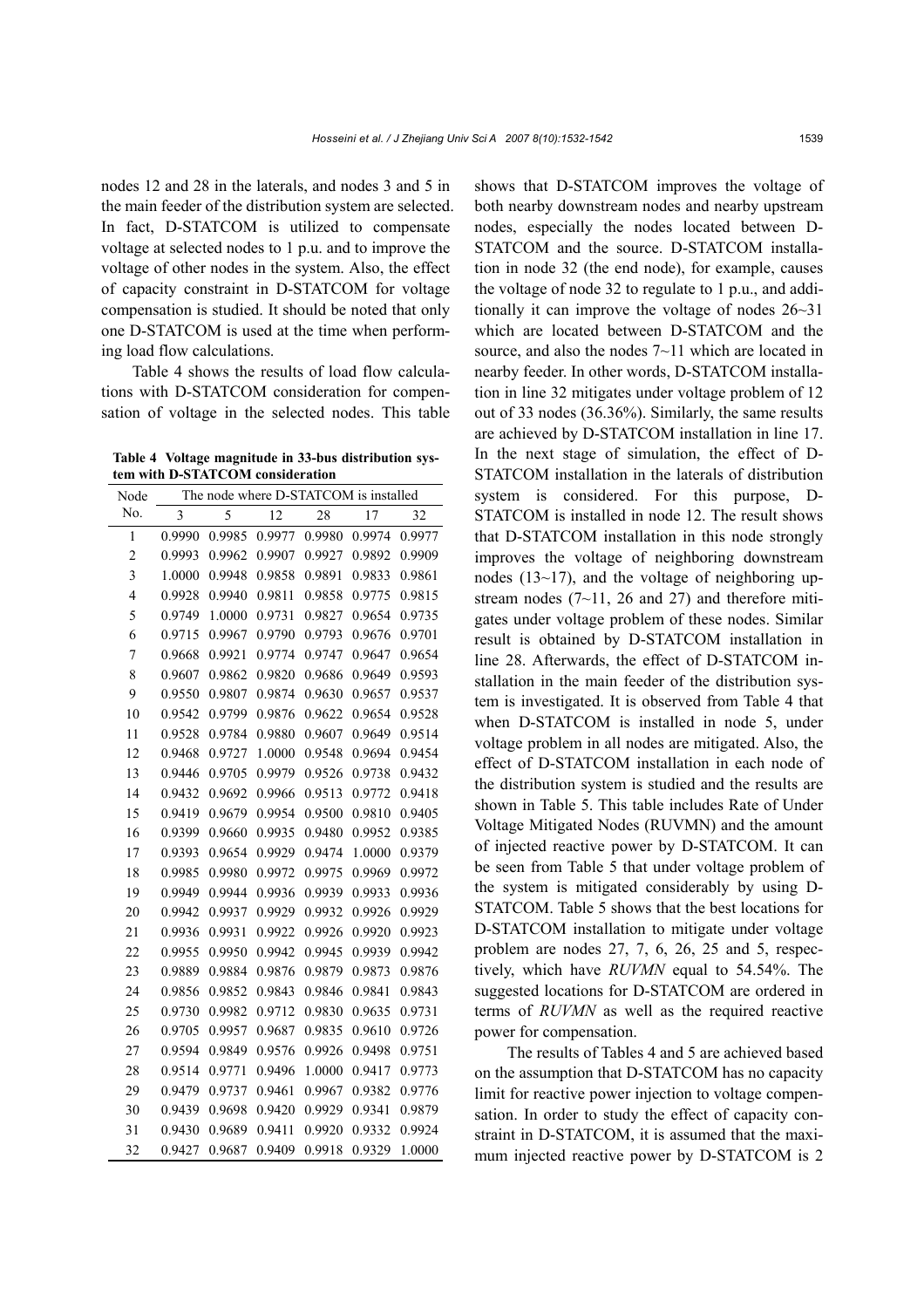nodes 12 and 28 in the laterals, and nodes 3 and 5 in the main feeder of the distribution system are selected. In fact, D-STATCOM is utilized to compensate voltage at selected nodes to 1 p.u. and to improve the voltage of other nodes in the system. Also, the effect of capacity constraint in D-STATCOM for voltage compensation is studied. It should be noted that only one D-STATCOM is used at the time when performing load flow calculations.

Table 4 shows the results of load flow calculations with D-STATCOM consideration for compensation of voltage in the selected nodes. This table shows that D-STATCOM improves the voltage of both nearby downstream nodes and nearby upstream nodes, especially the nodes located between D-STATCOM and the source. D-STATCOM installation in node 32 (the end node), for example, causes the voltage of node 32 to regulate to 1 p.u., and additionally it can improve the voltage of nodes 26~31 which are located between D-STATCOM and the source, and also the nodes 7~11 which are located in nearby feeder. In other words, D-STATCOM installation in line 32 mitigates under voltage problem of 12 out of 33 nodes (36.36%). Similarly, the same results are achieved by D-STATCOM installation in line 17. In the next stage of simulation, the effect of D-STATCOM installation in the laterals of distribution system is considered. For this purpose, D-STATCOM is installed in node 12. The result shows that D-STATCOM installation in this node strongly improves the voltage of neighboring downstream nodes (13~17), and the voltage of neighboring upstream nodes (7~11, 26 and 27) and therefore mitigates under voltage problem of these nodes. Similar result is obtained by D-STATCOM installation in line 28. Afterwards, the effect of D-STATCOM installation in the main feeder of the distribution system is investigated. It is observed from Table 4 that when D-STATCOM is installed in node 5, under voltage problem in all nodes are mitigated. Also, the effect of D-STATCOM installation in each node of the distribution system is studied and the results are shown in Table 5. This table includes Rate of Under Voltage Mitigated Nodes (RUVMN) and the amount of injected reactive power by D-STATCOM. It can be seen from Table 5 that under voltage problem of the system is mitigated considerably by using D-STATCOM. Table 5 shows that the best locations for D-STATCOM installation to mitigate under voltage problem are nodes 27, 7, 6, 26, 25 and 5, respectively, which have *RUVMN* equal to 54.54%. The suggested locations for D-STATCOM are ordered in terms of *RUVMN* as well as the required reactive power for compensation.

**Table 4 Voltage magnitude in 33-bus distribution system with D-STATCOM consideration**

| Node No. | The node where D-STATCOM is installed | | | | | |
|---|---|---|---|---|---|---|
| | 3 | 5 | 12 | 28 | 17 | 32 |
| 1 | 0.9990 | 0.9985 | 0.9977 | 0.9980 | 0.9974 | 0.9977 |
| 2 | 0.9993 | 0.9962 | 0.9907 | 0.9927 | 0.9892 | 0.9909 |
| 3 | 1.0000 | 0.9948 | 0.9858 | 0.9891 | 0.9833 | 0.9861 |
| 4 | 0.9928 | 0.9940 | 0.9811 | 0.9858 | 0.9775 | 0.9815 |
| 5 | 0.9749 | 1.0000 | 0.9731 | 0.9827 | 0.9654 | 0.9735 |
| 6 | 0.9715 | 0.9967 | 0.9790 | 0.9793 | 0.9676 | 0.9701 |
| 7 | 0.9668 | 0.9921 | 0.9774 | 0.9747 | 0.9647 | 0.9654 |
| 8 | 0.9607 | 0.9862 | 0.9820 | 0.9686 | 0.9649 | 0.9593 |
| 9 | 0.9550 | 0.9807 | 0.9874 | 0.9630 | 0.9657 | 0.9537 |
| 10 | 0.9542 | 0.9799 | 0.9876 | 0.9622 | 0.9654 | 0.9528 |
| 11 | 0.9528 | 0.9784 | 0.9880 | 0.9607 | 0.9649 | 0.9514 |
| 12 | 0.9468 | 0.9727 | 1.0000 | 0.9548 | 0.9694 | 0.9454 |
| 13 | 0.9446 | 0.9705 | 0.9979 | 0.9526 | 0.9738 | 0.9432 |
| 14 | 0.9432 | 0.9692 | 0.9966 | 0.9513 | 0.9772 | 0.9418 |
| 15 | 0.9419 | 0.9679 | 0.9954 | 0.9500 | 0.9810 | 0.9405 |
| 16 | 0.9399 | 0.9660 | 0.9935 | 0.9480 | 0.9952 | 0.9385 |
| 17 | 0.9393 | 0.9654 | 0.9929 | 0.9474 | 1.0000 | 0.9379 |
| 18 | 0.9985 | 0.9980 | 0.9972 | 0.9975 | 0.9969 | 0.9972 |
| 19 | 0.9949 | 0.9944 | 0.9936 | 0.9939 | 0.9933 | 0.9936 |
| 20 | 0.9942 | 0.9937 | 0.9929 | 0.9932 | 0.9926 | 0.9929 |
| 21 | 0.9936 | 0.9931 | 0.9922 | 0.9926 | 0.9920 | 0.9923 |
| 22 | 0.9955 | 0.9950 | 0.9942 | 0.9945 | 0.9939 | 0.9942 |
| 23 | 0.9889 | 0.9884 | 0.9876 | 0.9879 | 0.9873 | 0.9876 |
| 24 | 0.9856 | 0.9852 | 0.9843 | 0.9846 | 0.9841 | 0.9843 |
| 25 | 0.9730 | 0.9982 | 0.9712 | 0.9830 | 0.9635 | 0.9731 |
| 26 | 0.9705 | 0.9957 | 0.9687 | 0.9835 | 0.9610 | 0.9726 |
| 27 | 0.9594 | 0.9849 | 0.9576 | 0.9926 | 0.9498 | 0.9751 |
| 28 | 0.9514 | 0.9771 | 0.9496 | 1.0000 | 0.9417 | 0.9773 |
| 29 | 0.9479 | 0.9737 | 0.9461 | 0.9967 | 0.9382 | 0.9776 |
| 30 | 0.9439 | 0.9698 | 0.9420 | 0.9929 | 0.9341 | 0.9879 |
| 31 | 0.9430 | 0.9689 | 0.9411 | 0.9920 | 0.9332 | 0.9924 |
| 32 | 0.9427 | 0.9687 | 0.9409 | 0.9918 | 0.9329 | 1.0000 |

The results of Tables 4 and 5 are achieved based on the assumption that D-STATCOM has no capacity limit for reactive power injection to voltage compensation. In order to study the effect of capacity constraint in D-STATCOM, it is assumed that the maximum injected reactive power by D-STATCOM is 2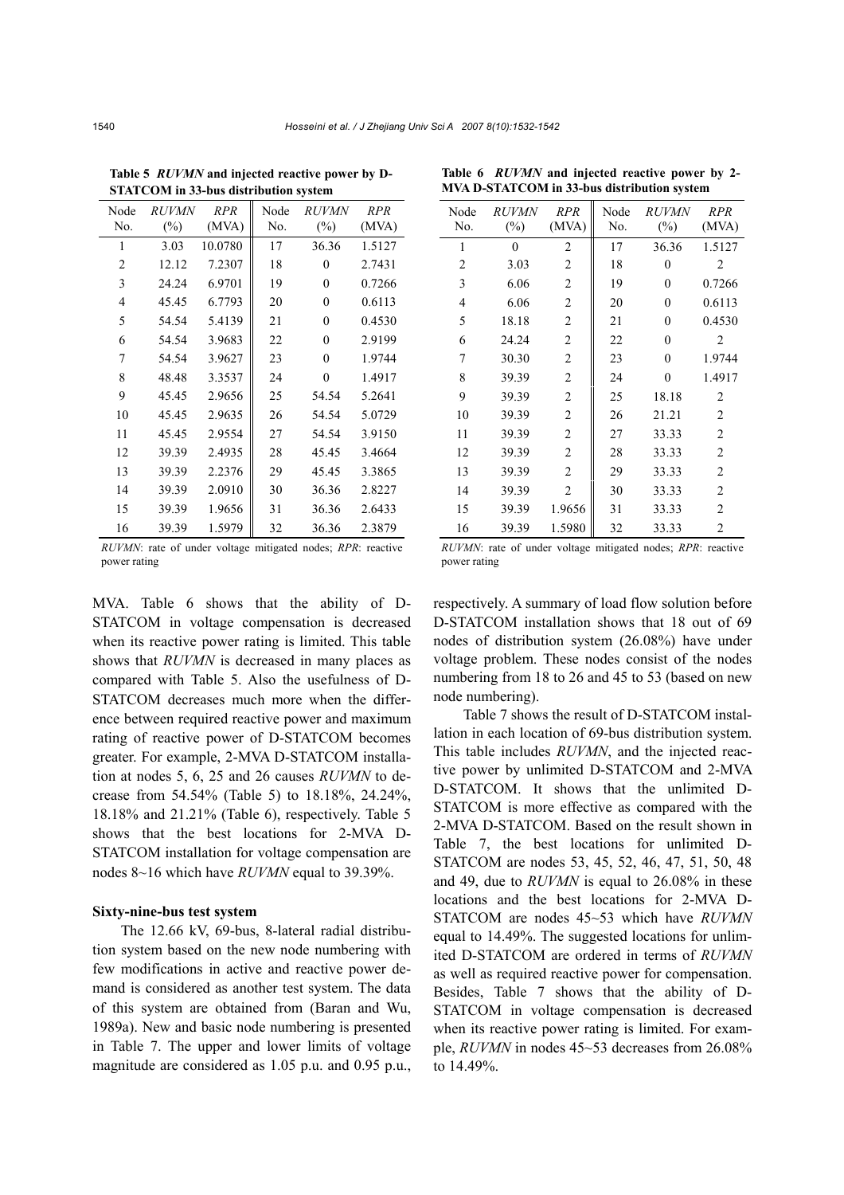**Table 5** *RUVMN* **and injected reactive power by D-STATCOM in 33-bus distribution system**

| Node No. | *RUVMN* (%) | *RPR* (MVA) | Node No. | *RUVMN* (%) | *RPR* (MVA) |
|---|---|---|---|---|---|
| 1 | 3.03 | 10.0780 | 17 | 36.36 | 1.5127 |
| 2 | 12.12 | 7.2307 | 18 | 0 | 2.7431 |
| 3 | 24.24 | 6.9701 | 19 | 0 | 0.7266 |
| 4 | 45.45 | 6.7793 | 20 | 0 | 0.6113 |
| 5 | 54.54 | 5.4139 | 21 | 0 | 0.4530 |
| 6 | 54.54 | 3.9683 | 22 | 0 | 2.9199 |
| 7 | 54.54 | 3.9627 | 23 | 0 | 1.9744 |
| 8 | 48.48 | 3.3537 | 24 | 0 | 1.4917 |
| 9 | 45.45 | 2.9656 | 25 | 54.54 | 5.2641 |
| 10 | 45.45 | 2.9635 | 26 | 54.54 | 5.0729 |
| 11 | 45.45 | 2.9554 | 27 | 54.54 | 3.9150 |
| 12 | 39.39 | 2.4935 | 28 | 45.45 | 3.4664 |
| 13 | 39.39 | 2.2376 | 29 | 45.45 | 3.3865 |
| 14 | 39.39 | 2.0910 | 30 | 36.36 | 2.8227 |
| 15 | 39.39 | 1.9656 | 31 | 36.36 | 2.6433 |
| 16 | 39.39 | 1.5979 | 32 | 36.36 | 2.3879 |

*RUVMN*: rate of under voltage mitigated nodes; *RPR*: reactive power rating

**Table 6** *RUVMN* **and injected reactive power by 2-MVA D-STATCOM in 33-bus distribution system**

| Node No. | *RUVMN* (%) | *RPR* (MVA) | Node No. | *RUVMN* (%) | *RPR* (MVA) |
|---|---|---|---|---|---|
| 1 | 0 | 2 | 17 | 36.36 | 1.5127 |
| 2 | 3.03 | 2 | 18 | 0 | 2 |
| 3 | 6.06 | 2 | 19 | 0 | 0.7266 |
| 4 | 6.06 | 2 | 20 | 0 | 0.6113 |
| 5 | 18.18 | 2 | 21 | 0 | 0.4530 |
| 6 | 24.24 | 2 | 22 | 0 | 2 |
| 7 | 30.30 | 2 | 23 | 0 | 1.9744 |
| 8 | 39.39 | 2 | 24 | 0 | 1.4917 |
| 9 | 39.39 | 2 | 25 | 18.18 | 2 |
| 10 | 39.39 | 2 | 26 | 21.21 | 2 |
| 11 | 39.39 | 2 | 27 | 33.33 | 2 |
| 12 | 39.39 | 2 | 28 | 33.33 | 2 |
| 13 | 39.39 | 2 | 29 | 33.33 | 2 |
| 14 | 39.39 | 2 | 30 | 33.33 | 2 |
| 15 | 39.39 | 1.9656 | 31 | 33.33 | 2 |
| 16 | 39.39 | 1.5980 | 32 | 33.33 | 2 |

*RUVMN*: rate of under voltage mitigated nodes; *RPR*: reactive power rating

MVA. Table 6 shows that the ability of D-STATCOM in voltage compensation is decreased when its reactive power rating is limited. This table shows that *RUVMN* is decreased in many places as compared with Table 5. Also the usefulness of D-STATCOM decreases much more when the difference between required reactive power and maximum rating of reactive power of D-STATCOM becomes greater. For example, 2-MVA D-STATCOM installation at nodes 5, 6, 25 and 26 causes *RUVMN* to decrease from 54.54% (Table 5) to 18.18%, 24.24%, 18.18% and 21.21% (Table 6), respectively. Table 5 shows that the best locations for 2-MVA D-STATCOM installation for voltage compensation are nodes 8~16 which have *RUVMN* equal to 39.39%.

### Sixty-nine-bus test system

The 12.66 kV, 69-bus, 8-lateral radial distribution system based on the new node numbering with few modifications in active and reactive power demand is considered as another test system. The data of this system are obtained from (Baran and Wu, 1989a). New and basic node numbering is presented in Table 7. The upper and lower limits of voltage magnitude are considered as 1.05 p.u. and 0.95 p.u., respectively. A summary of load flow solution before D-STATCOM installation shows that 18 out of 69 nodes of distribution system (26.08%) have under voltage problem. These nodes consist of the nodes numbering from 18 to 26 and 45 to 53 (based on new node numbering).

Table 7 shows the result of D-STATCOM installation in each location of 69-bus distribution system. This table includes *RUVMN*, and the injected reactive power by unlimited D-STATCOM and 2-MVA D-STATCOM. It shows that the unlimited D-STATCOM is more effective as compared with the 2-MVA D-STATCOM. Based on the result shown in Table 7, the best locations for unlimited D-STATCOM are nodes 53, 45, 52, 46, 47, 51, 50, 48 and 49, due to *RUVMN* is equal to 26.08% in these locations and the best locations for 2-MVA D-STATCOM are nodes 45~53 which have *RUVMN* equal to 14.49%. The suggested locations for unlimited D-STATCOM are ordered in terms of *RUVMN* as well as required reactive power for compensation. Besides, Table 7 shows that the ability of D-STATCOM in voltage compensation is decreased when its reactive power rating is limited. For example, *RUVMN* in nodes 45~53 decreases from 26.08% to 14.49%.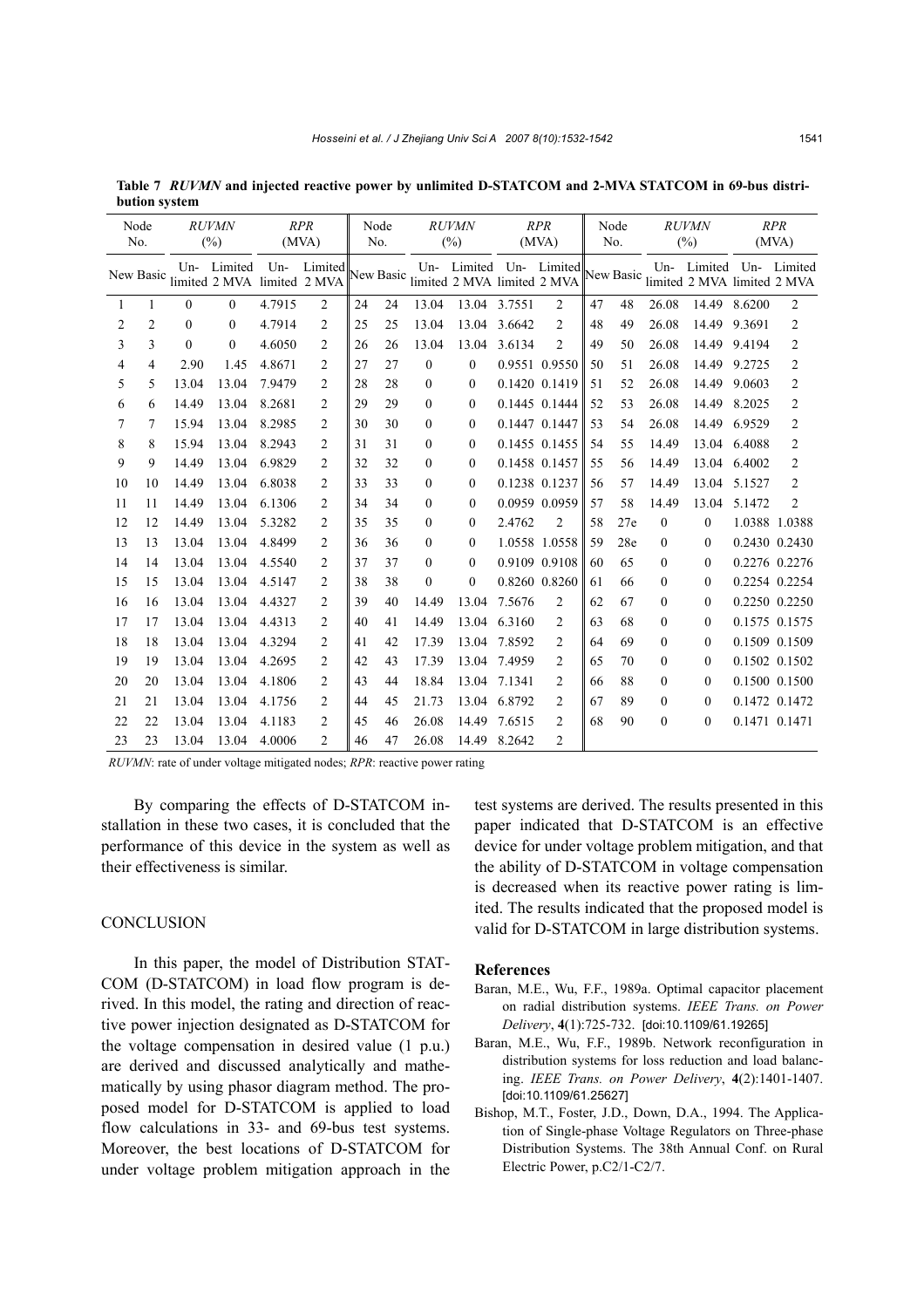**Table 7** ***RUVMN*** **and injected reactive power by unlimited D-STATCOM and 2-MVA STATCOM in 69-bus distribution system**

| Node No. | | *RUVMN* (%) | | *RPR* (MVA) | | Node No. | | *RUVMN* (%) | | *RPR* (MVA) | | Node No. | | *RUVMN* (%) | | *RPR* (MVA) | |
|---|---|---|---|---|---|---|---|---|---|---|---|---|---|---|---|---|---|
| New | Basic | Un-limited | Limited 2 MVA | Un-limited | Limited 2 MVA | New | Basic | Un-limited | Limited 2 MVA | Un-limited | Limited 2 MVA | New | Basic | Un-limited | Limited 2 MVA | Un-limited | Limited 2 MVA |
| 1 | 1 | 0 | 0 | 4.7915 | 2 | 24 | 24 | 13.04 | 13.04 | 3.7551 | 2 | 47 | 48 | 26.08 | 14.49 | 8.6200 | 2 |
| 2 | 2 | 0 | 0 | 4.7914 | 2 | 25 | 25 | 13.04 | 13.04 | 3.6642 | 2 | 48 | 49 | 26.08 | 14.49 | 9.3691 | 2 |
| 3 | 3 | 0 | 0 | 4.6050 | 2 | 26 | 26 | 13.04 | 13.04 | 3.6134 | 2 | 49 | 50 | 26.08 | 14.49 | 9.4194 | 2 |
| 4 | 4 | 2.90 | 1.45 | 4.8671 | 2 | 27 | 27 | 0 | 0 | 0.9551 | 0.9550 | 50 | 51 | 26.08 | 14.49 | 9.2725 | 2 |
| 5 | 5 | 13.04 | 13.04 | 7.9479 | 2 | 28 | 28 | 0 | 0 | 0.1420 | 0.1419 | 51 | 52 | 26.08 | 14.49 | 9.0603 | 2 |
| 6 | 6 | 14.49 | 13.04 | 8.2681 | 2 | 29 | 29 | 0 | 0 | 0.1445 | 0.1444 | 52 | 53 | 26.08 | 14.49 | 8.2025 | 2 |
| 7 | 7 | 15.94 | 13.04 | 8.2985 | 2 | 30 | 30 | 0 | 0 | 0.1447 | 0.1447 | 53 | 54 | 26.08 | 14.49 | 6.9529 | 2 |
| 8 | 8 | 15.94 | 13.04 | 8.2943 | 2 | 31 | 31 | 0 | 0 | 0.1455 | 0.1455 | 54 | 55 | 14.49 | 13.04 | 6.4088 | 2 |
| 9 | 9 | 14.49 | 13.04 | 6.9829 | 2 | 32 | 32 | 0 | 0 | 0.1458 | 0.1457 | 55 | 56 | 14.49 | 13.04 | 6.4002 | 2 |
| 10 | 10 | 14.49 | 13.04 | 6.8038 | 2 | 33 | 33 | 0 | 0 | 0.1238 | 0.1237 | 56 | 57 | 14.49 | 13.04 | 5.1527 | 2 |
| 11 | 11 | 14.49 | 13.04 | 6.1306 | 2 | 34 | 34 | 0 | 0 | 0.0959 | 0.0959 | 57 | 58 | 14.49 | 13.04 | 5.1472 | 2 |
| 12 | 12 | 14.49 | 13.04 | 5.3282 | 2 | 35 | 35 | 0 | 0 | 2.4762 | 2 | 58 | 27e | 0 | 0 | 1.0388 | 1.0388 |
| 13 | 13 | 13.04 | 13.04 | 4.8499 | 2 | 36 | 36 | 0 | 0 | 1.0558 | 1.0558 | 59 | 28e | 0 | 0 | 0.2430 | 0.2430 |
| 14 | 14 | 13.04 | 13.04 | 4.5540 | 2 | 37 | 37 | 0 | 0 | 0.9109 | 0.9108 | 60 | 65 | 0 | 0 | 0.2276 | 0.2276 |
| 15 | 15 | 13.04 | 13.04 | 4.5147 | 2 | 38 | 38 | 0 | 0 | 0.8260 | 0.8260 | 61 | 66 | 0 | 0 | 0.2254 | 0.2254 |
| 16 | 16 | 13.04 | 13.04 | 4.4327 | 2 | 39 | 40 | 14.49 | 13.04 | 7.5676 | 2 | 62 | 67 | 0 | 0 | 0.2250 | 0.2250 |
| 17 | 17 | 13.04 | 13.04 | 4.4313 | 2 | 40 | 41 | 14.49 | 13.04 | 6.3160 | 2 | 63 | 68 | 0 | 0 | 0.1575 | 0.1575 |
| 18 | 18 | 13.04 | 13.04 | 4.3294 | 2 | 41 | 42 | 17.39 | 13.04 | 7.8592 | 2 | 64 | 69 | 0 | 0 | 0.1509 | 0.1509 |
| 19 | 19 | 13.04 | 13.04 | 4.2695 | 2 | 42 | 43 | 17.39 | 13.04 | 7.4959 | 2 | 65 | 70 | 0 | 0 | 0.1502 | 0.1502 |
| 20 | 20 | 13.04 | 13.04 | 4.1806 | 2 | 43 | 44 | 18.84 | 13.04 | 7.1341 | 2 | 66 | 88 | 0 | 0 | 0.1500 | 0.1500 |
| 21 | 21 | 13.04 | 13.04 | 4.1756 | 2 | 44 | 45 | 21.73 | 13.04 | 6.8792 | 2 | 67 | 89 | 0 | 0 | 0.1472 | 0.1472 |
| 22 | 22 | 13.04 | 13.04 | 4.1183 | 2 | 45 | 46 | 26.08 | 14.49 | 7.6515 | 2 | 68 | 90 | 0 | 0 | 0.1471 | 0.1471 |
| 23 | 23 | 13.04 | 13.04 | 4.0006 | 2 | 46 | 47 | 26.08 | 14.49 | 8.2642 | 2 | | | | | | |

*RUVMN*: rate of under voltage mitigated nodes; *RPR*: reactive power rating

By comparing the effects of D-STATCOM installation in these two cases, it is concluded that the performance of this device in the system as well as their effectiveness is similar.

## CONCLUSION

In this paper, the model of Distribution STATCOM (D-STATCOM) in load flow program is derived. In this model, the rating and direction of reactive power injection designated as D-STATCOM for the voltage compensation in desired value (1 p.u.) are derived and discussed analytically and mathematically by using phasor diagram method. The proposed model for D-STATCOM is applied to load flow calculations in 33- and 69-bus test systems. Moreover, the best locations of D-STATCOM for under voltage problem mitigation approach in the test systems are derived. The results presented in this paper indicated that D-STATCOM is an effective device for under voltage problem mitigation, and that the ability of D-STATCOM in voltage compensation is decreased when its reactive power rating is limited. The results indicated that the proposed model is valid for D-STATCOM in large distribution systems.

## References

Baran, M.E., Wu, F.F., 1989a. Optimal capacitor placement on radial distribution systems. *IEEE Trans. on Power Delivery*, **4**(1):725-732. [doi:10.1109/61.19265]

Baran, M.E., Wu, F.F., 1989b. Network reconfiguration in distribution systems for loss reduction and load balancing. *IEEE Trans. on Power Delivery*, **4**(2):1401-1407. [doi:10.1109/61.25627]

Bishop, M.T., Foster, J.D., Down, D.A., 1994. The Application of Single-phase Voltage Regulators on Three-phase Distribution Systems. The 38th Annual Conf. on Rural Electric Power, p.C2/1-C2/7.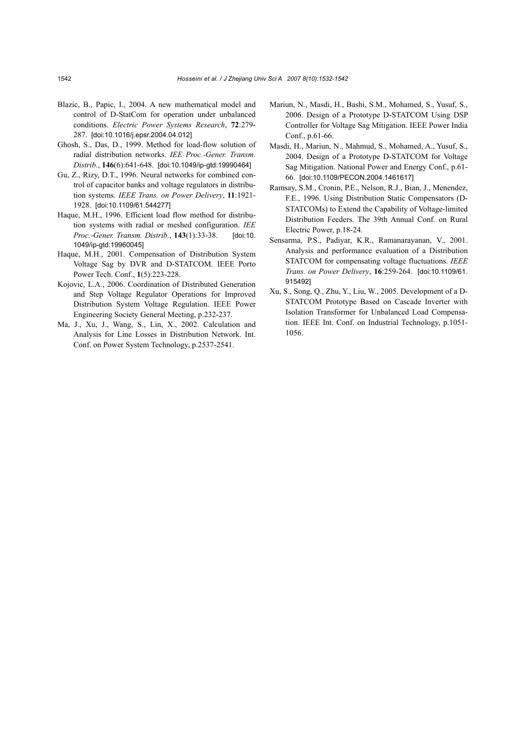Blazic, B., Papic, I., 2004. A new mathematical model and control of D-StatCom for operation under unbalanced conditions. *Electric Power Systems Research*, **72**:279-287. [doi:10.1016/j.epsr.2004.04.012]

Ghosh, S., Das, D., 1999. Method for load-flow solution of radial distribution networks. *IEE Proc.-Gener. Transm. Distrib.*, **146**(6):641-648. [doi:10.1049/ip-gtd:19990464]

Gu, Z., Rizy, D.T., 1996. Neural networks for combined control of capacitor banks and voltage regulators in distribution systems. *IEEE Trans. on Power Delivery*, **11**:1921-1928. [doi:10.1109/61.544277]

Haque, M.H., 1996. Efficient load flow method for distribution systems with radial or meshed configuration. *IEE Proc.-Gener. Transm. Distrib.*, **143**(1):33-38. [doi:10.1049/ip-gtd:19960045]

Haque, M.H., 2001. Compensation of Distribution System Voltage Sag by DVR and D-STATCOM. IEEE Porto Power Tech. Conf., **1**(5):223-228.

Kojovic, L.A., 2006. Coordination of Distributed Generation and Step Voltage Regulator Operations for Improved Distribution System Voltage Regulation. IEEE Power Engineering Society General Meeting, p.232-237.

Ma, J., Xu, J., Wang, S., Lin, X., 2002. Calculation and Analysis for Line Losses in Distribution Network. Int. Conf. on Power System Technology, p.2537-2541.

Mariun, N., Masdi, H., Bashi, S.M., Mohamed, S., Yusuf, S., 2006. Design of a Prototype D-STATCOM Using DSP Controller for Voltage Sag Mitigation. IEEE Power India Conf., p.61-66.

Masdi, H., Mariun, N., Mahmud, S., Mohamed, A., Yusuf, S., 2004. Design of a Prototype D-STATCOM for Voltage Sag Mitigation. National Power and Energy Conf., p.61-66. [doi:10.1109/PECON.2004.1461617]

Ramsay, S.M., Cronin, P.E., Nelson, R.J., Bian, J., Menendez, F.E., 1996. Using Distribution Static Compensators (D-STATCOMs) to Extend the Capability of Voltage-limited Distribution Feeders. The 39th Annual Conf. on Rural Electric Power, p.18-24.

Sensarma, P.S., Padiyar, K.R., Ramanarayanan, V., 2001. Analysis and performance evaluation of a Distribution STATCOM for compensating voltage fluctuations. *IEEE Trans. on Power Delivery*, **16**:259-264. [doi:10.1109/61.915492]

Xu, S., Song, Q., Zhu, Y., Liu, W., 2005. Development of a D-STATCOM Prototype Based on Cascade Inverter with Isolation Transformer for Unbalanced Load Compensation. IEEE Int. Conf. on Industrial Technology, p.1051-1056.